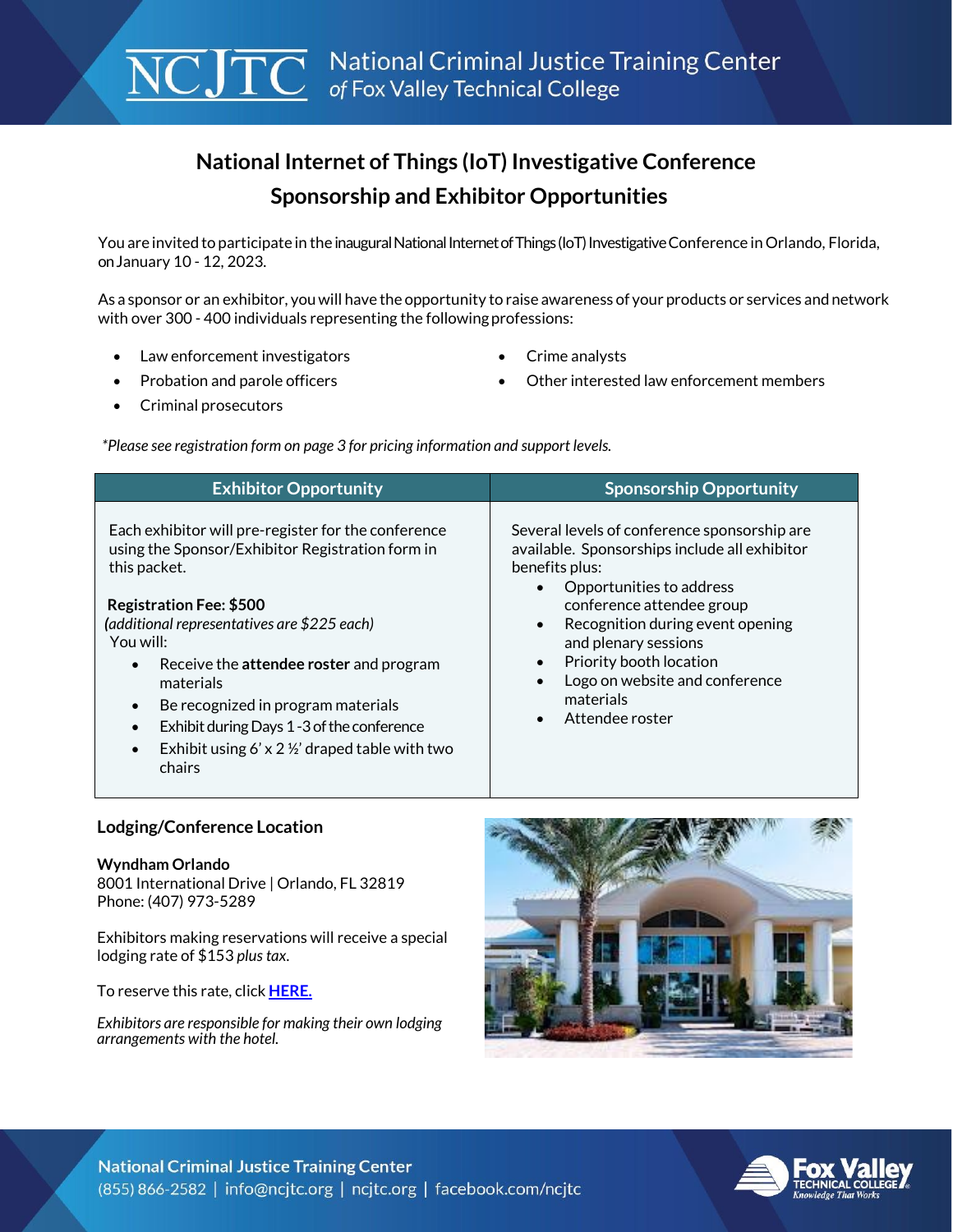# National Criminal Justice Training Center
*of Fox Valley Technical College*

## National Internet of Things (IoT) Investigative Conference
## Sponsorship and Exhibitor Opportunities

You are invited to participate in the inaugural National Internet of Things (IoT) Investigative Conference in Orlando, Florida, on January 10 - 12, 2023.

As a sponsor or an exhibitor, you will have the opportunity to raise awareness of your products or services and network with over 300 - 400 individuals representing the following professions:

- Law enforcement investigators
- Probation and parole officers
- Criminal prosecutors
- Crime analysts
- Other interested law enforcement members

*\*Please see registration form on page 3 for pricing information and support levels.*

| Exhibitor Opportunity | Sponsorship Opportunity |
|---|---|
| Each exhibitor will pre-register for the conference using the Sponsor/Exhibitor Registration form in this packet.<br><br>**Registration Fee: $500**<br>*(additional representatives are $225 each)*<br>You will:<br>• Receive the **attendee roster** and program materials<br>• Be recognized in program materials<br>• Exhibit during Days 1 -3 of the conference<br>• Exhibit using 6' x 2 ½' draped table with two chairs | Several levels of conference sponsorship are available. Sponsorships include all exhibitor benefits plus:<br>• Opportunities to address conference attendee group<br>• Recognition during event opening and plenary sessions<br>• Priority booth location<br>• Logo on website and conference materials<br>• Attendee roster |

### Lodging/Conference Location

**Wyndham Orlando**
8001 International Drive | Orlando, FL 32819
Phone: (407) 973-5289

Exhibitors making reservations will receive a special lodging rate of $153 *plus tax*.

To reserve this rate, click **HERE.**

*Exhibitors are responsible for making their own lodging arrangements with the hotel.*

**National Criminal Justice Training Center**
(855) 866-2582 | info@ncjtc.org | ncjtc.org | facebook.com/ncjtc

Fox Valley Technical College — Knowledge That Works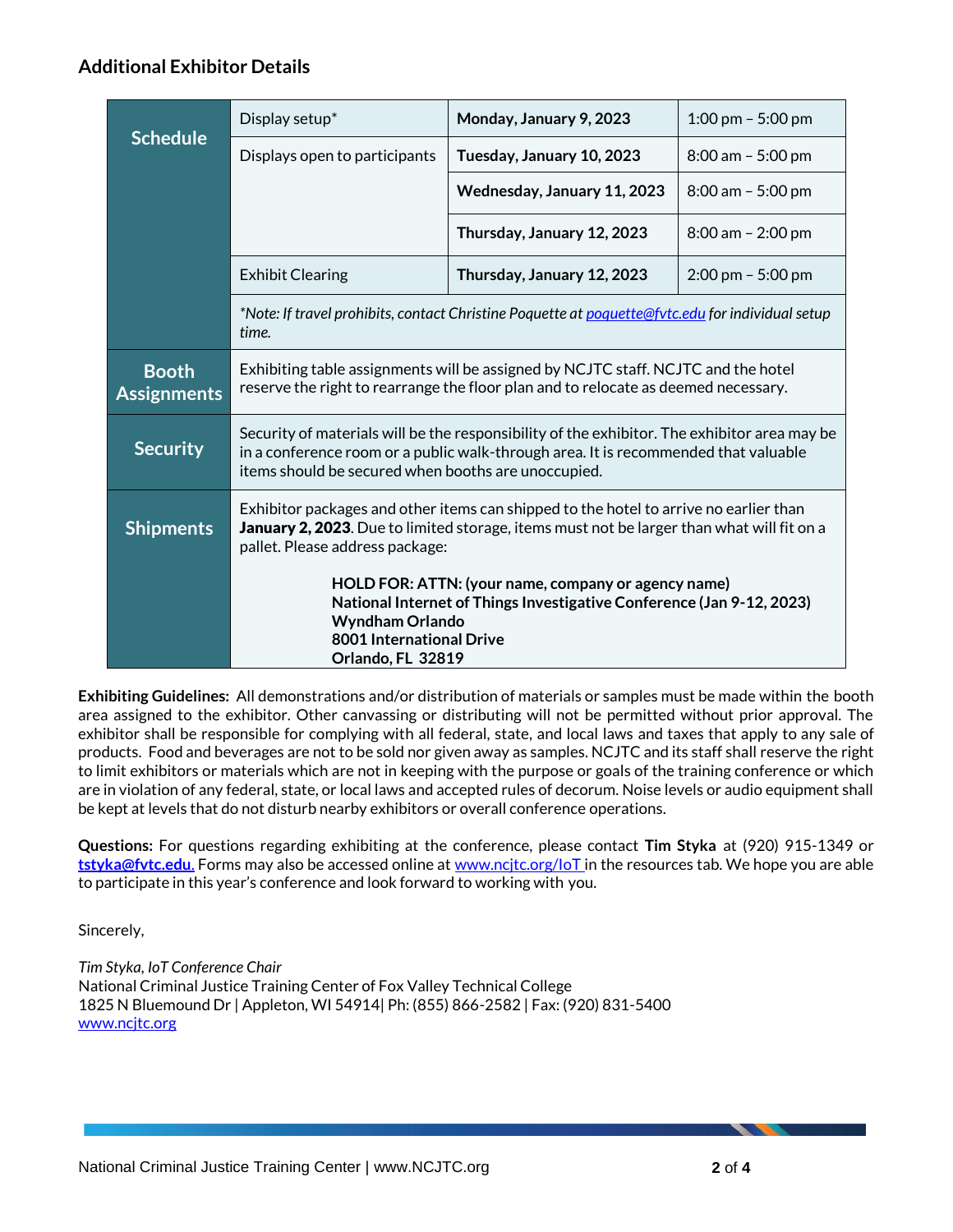## Additional Exhibitor Details

| | | | |
|---|---|---|---|
| **Schedule** | Display setup* | **Monday, January 9, 2023** | 1:00 pm – 5:00 pm |
| | Displays open to participants | **Tuesday, January 10, 2023** | 8:00 am – 5:00 pm |
| | | **Wednesday, January 11, 2023** | 8:00 am – 5:00 pm |
| | | **Thursday, January 12, 2023** | 8:00 am – 2:00 pm |
| | Exhibit Clearing | **Thursday, January 12, 2023** | 2:00 pm – 5:00 pm |
| | *\*Note: If travel prohibits, contact Christine Poquette at poquette@fvtc.edu for individual setup time.* | | |
| **Booth Assignments** | Exhibiting table assignments will be assigned by NCJTC staff. NCJTC and the hotel reserve the right to rearrange the floor plan and to relocate as deemed necessary. | | |
| **Security** | Security of materials will be the responsibility of the exhibitor. The exhibitor area may be in a conference room or a public walk-through area. It is recommended that valuable items should be secured when booths are unoccupied. | | |
| **Shipments** | Exhibitor packages and other items can shipped to the hotel to arrive no earlier than **January 2, 2023**. Due to limited storage, items must not be larger than what will fit on a pallet. Please address package:<br><br>**HOLD FOR: ATTN: (your name, company or agency name)**<br>**National Internet of Things Investigative Conference (Jan 9-12, 2023)**<br>**Wyndham Orlando**<br>**8001 International Drive**<br>**Orlando, FL 32819** | | |

**Exhibiting Guidelines:** All demonstrations and/or distribution of materials or samples must be made within the booth area assigned to the exhibitor. Other canvassing or distributing will not be permitted without prior approval. The exhibitor shall be responsible for complying with all federal, state, and local laws and taxes that apply to any sale of products. Food and beverages are not to be sold nor given away as samples. NCJTC and its staff shall reserve the right to limit exhibitors or materials which are not in keeping with the purpose or goals of the training conference or which are in violation of any federal, state, or local laws and accepted rules of decorum. Noise levels or audio equipment shall be kept at levels that do not disturb nearby exhibitors or overall conference operations.

**Questions:** For questions regarding exhibiting at the conference, please contact **Tim Styka** at (920) 915-1349 or **tstyka@fvtc.edu.** Forms may also be accessed online at www.ncjtc.org/IoT in the resources tab. We hope you are able to participate in this year's conference and look forward to working with you.

Sincerely,

*Tim Styka, IoT Conference Chair*
National Criminal Justice Training Center of Fox Valley Technical College
1825 N Bluemound Dr | Appleton, WI 54914| Ph: (855) 866-2582 | Fax: (920) 831-5400
www.ncjtc.org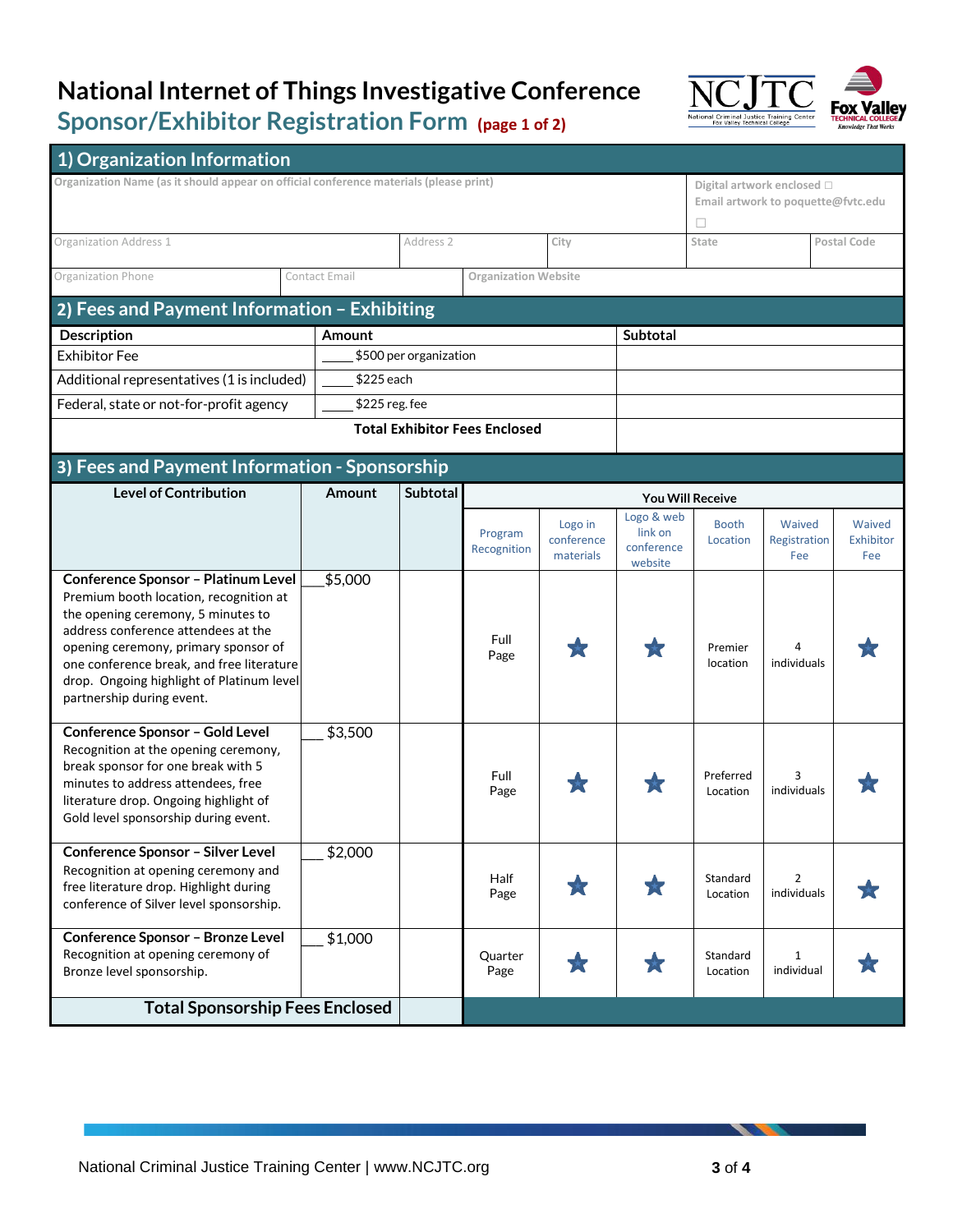# National Internet of Things Investigative Conference

## Sponsor/Exhibitor Registration Form (page 1 of 2)

### 1) Organization Information

| Organization Name (as it should appear on official conference materials (please print)) | | | | Digital artwork enclosed ☐ Email artwork to poquette@fvtc.edu ☐ | |
|---|---|---|---|---|---|
| Organization Address 1 | | Address 2 | City | State | Postal Code |
| Organization Phone | Contact Email | Organization Website | | | |

### 2) Fees and Payment Information – Exhibiting

| Description | Amount | Subtotal |
|---|---|---|
| Exhibitor Fee | ____ $500 per organization | |
| Additional representatives (1 is included) | ____ $225 each | |
| Federal, state or not-for-profit agency | ____ $225 reg. fee | |
| **Total Exhibitor Fees Enclosed** | | |

### 3) Fees and Payment Information - Sponsorship

| Level of Contribution | Amount | Subtotal | You Will Receive | | | | | |
|---|---|---|---|---|---|---|---|---|
| | | | Program Recognition | Logo in conference materials | Logo & web link on conference website | Booth Location | Waived Registration Fee | Waived Exhibitor Fee |
| **Conference Sponsor – Platinum Level** Premium booth location, recognition at the opening ceremony, 5 minutes to address conference attendees at the opening ceremony, primary sponsor of one conference break, and free literature drop. Ongoing highlight of Platinum level partnership during event. | ___$5,000 | | Full Page | ★ | ★ | Premier location | 4 individuals | ★ |
| **Conference Sponsor – Gold Level** Recognition at the opening ceremony, break sponsor for one break with 5 minutes to address attendees, free literature drop. Ongoing highlight of Gold level sponsorship during event. | ___$3,500 | | Full Page | ★ | ★ | Preferred Location | 3 individuals | ★ |
| **Conference Sponsor – Silver Level** Recognition at opening ceremony and free literature drop. Highlight during conference of Silver level sponsorship. | ___$2,000 | | Half Page | ★ | ★ | Standard Location | 2 individuals | ★ |
| **Conference Sponsor – Bronze Level** Recognition at opening ceremony of Bronze level sponsorship. | ___$1,000 | | Quarter Page | ★ | ★ | Standard Location | 1 individual | ★ |
| **Total Sponsorship Fees Enclosed** | | | | | | | | |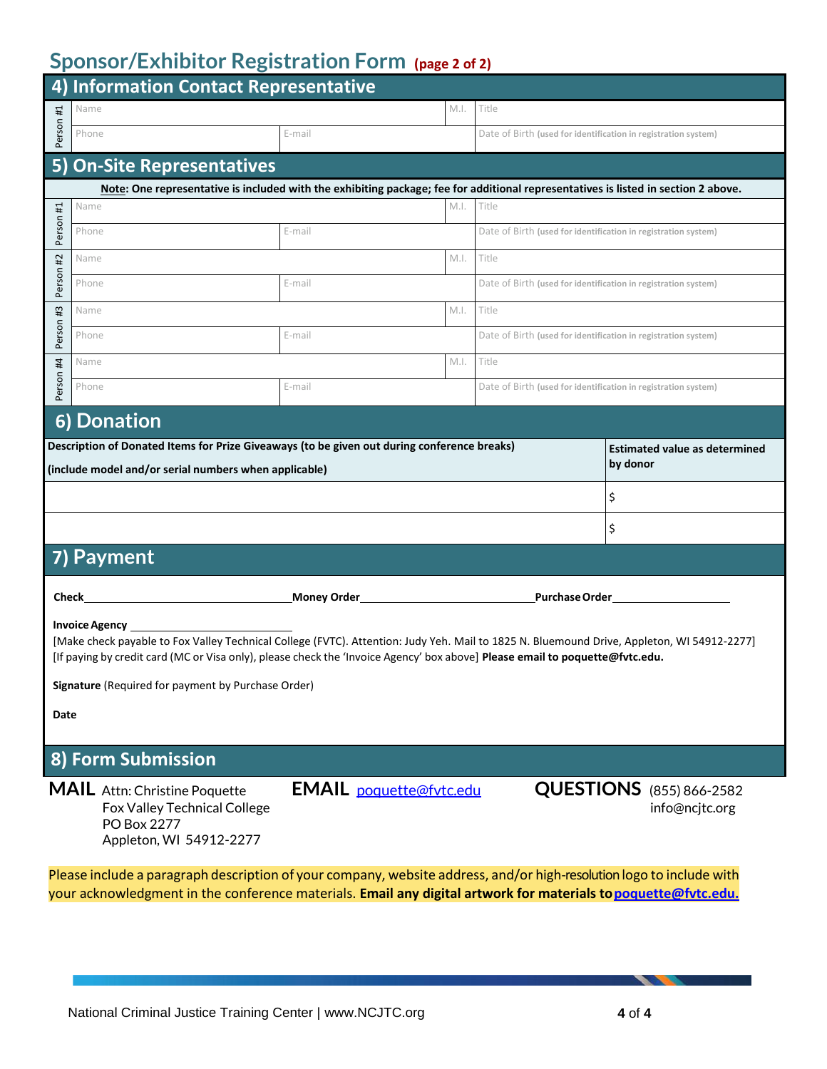# Sponsor/Exhibitor Registration Form (page 2 of 2)

## 4) Information Contact Representative

| | | | | |
|---|---|---|---|---|
| Person #1 | Name | | M.I. | Title |
| | Phone | E-mail | | Date of Birth (used for identification in registration system) |

## 5) On-Site Representatives

**Note: One representative is included with the exhibiting package; fee for additional representatives is listed in section 2 above.**

| | | | | |
|---|---|---|---|---|
| Person #1 | Name | | M.I. | Title |
| | Phone | E-mail | | Date of Birth (used for identification in registration system) |
| Person #2 | Name | | M.I. | Title |
| | Phone | E-mail | | Date of Birth (used for identification in registration system) |
| Person #3 | Name | | M.I. | Title |
| | Phone | E-mail | | Date of Birth (used for identification in registration system) |
| Person #4 | Name | | M.I. | Title |
| | Phone | E-mail | | Date of Birth (used for identification in registration system) |

## 6) Donation

| Description of Donated Items for Prize Giveaways (to be given out during conference breaks) (include model and/or serial numbers when applicable) | Estimated value as determined by donor |
|---|---|
| | $ |
| | $ |

## 7) Payment

**Check** ______________________ **Money Order** ______________________ **Purchase Order** ______________________

**Invoice Agency** ______________________

[Make check payable to Fox Valley Technical College (FVTC). Attention: Judy Yeh. Mail to 1825 N. Bluemound Drive, Appleton, WI 54912-2277]
[If paying by credit card (MC or Visa only), please check the 'Invoice Agency' box above] **Please email to poquette@fvtc.edu.**

**Signature** (Required for payment by Purchase Order)

**Date**

## 8) Form Submission

**MAIL** Attn: Christine Poquette
Fox Valley Technical College
PO Box 2277
Appleton, WI 54912-2277

**EMAIL** poquette@fvtc.edu

**QUESTIONS** (855) 866-2582
info@ncjtc.org

Please include a paragraph description of your company, website address, and/or high-resolution logo to include with your acknowledgment in the conference materials. **Email any digital artwork for materials to poquette@fvtc.edu.**